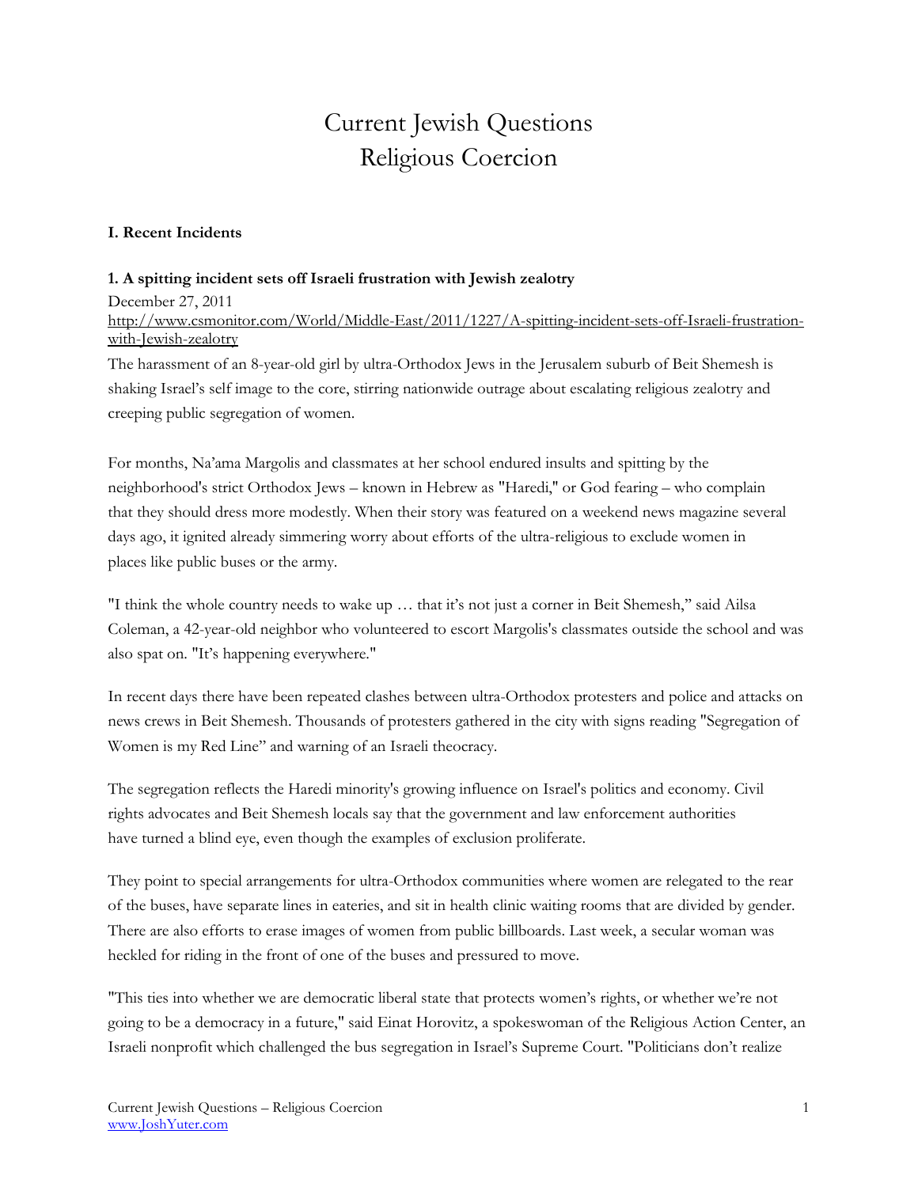# Current Jewish Questions
# Religious Coercion

## I. Recent Incidents

### 1. A spitting incident sets off Israeli frustration with Jewish zealotry

December 27, 2011

http://www.csmonitor.com/World/Middle-East/2011/1227/A-spitting-incident-sets-off-Israeli-frustration-with-Jewish-zealotry

The harassment of an 8-year-old girl by ultra-Orthodox Jews in the Jerusalem suburb of Beit Shemesh is shaking Israel's self image to the core, stirring nationwide outrage about escalating religious zealotry and creeping public segregation of women.

For months, Na'ama Margolis and classmates at her school endured insults and spitting by the neighborhood's strict Orthodox Jews – known in Hebrew as "Haredi," or God fearing – who complain that they should dress more modestly. When their story was featured on a weekend news magazine several days ago, it ignited already simmering worry about efforts of the ultra-religious to exclude women in places like public buses or the army.

"I think the whole country needs to wake up … that it's not just a corner in Beit Shemesh," said Ailsa Coleman, a 42-year-old neighbor who volunteered to escort Margolis's classmates outside the school and was also spat on. "It's happening everywhere."

In recent days there have been repeated clashes between ultra-Orthodox protesters and police and attacks on news crews in Beit Shemesh. Thousands of protesters gathered in the city with signs reading "Segregation of Women is my Red Line" and warning of an Israeli theocracy.

The segregation reflects the Haredi minority's growing influence on Israel's politics and economy. Civil rights advocates and Beit Shemesh locals say that the government and law enforcement authorities have turned a blind eye, even though the examples of exclusion proliferate.

They point to special arrangements for ultra-Orthodox communities where women are relegated to the rear of the buses, have separate lines in eateries, and sit in health clinic waiting rooms that are divided by gender. There are also efforts to erase images of women from public billboards. Last week, a secular woman was heckled for riding in the front of one of the buses and pressured to move.

"This ties into whether we are democratic liberal state that protects women's rights, or whether we're not going to be a democracy in a future," said Einat Horovitz, a spokeswoman of the Religious Action Center, an Israeli nonprofit which challenged the bus segregation in Israel's Supreme Court. "Politicians don't realize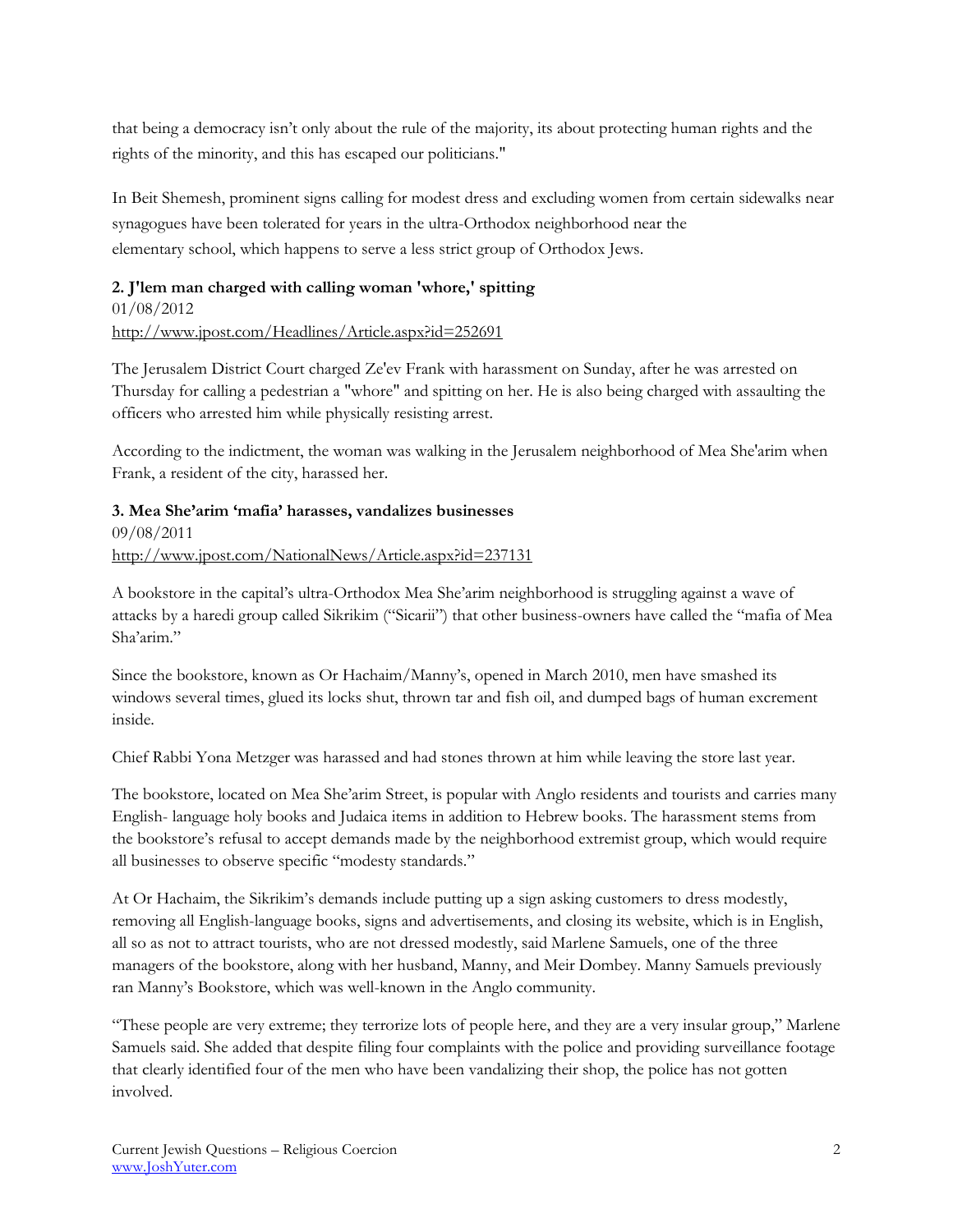that being a democracy isn't only about the rule of the majority, its about protecting human rights and the rights of the minority, and this has escaped our politicians."

In Beit Shemesh, prominent signs calling for modest dress and excluding women from certain sidewalks near synagogues have been tolerated for years in the ultra-Orthodox neighborhood near the elementary school, which happens to serve a less strict group of Orthodox Jews.

**2. J'lem man charged with calling woman 'whore,' spitting**
01/08/2012
http://www.jpost.com/Headlines/Article.aspx?id=252691

The Jerusalem District Court charged Ze'ev Frank with harassment on Sunday, after he was arrested on Thursday for calling a pedestrian a "whore" and spitting on her. He is also being charged with assaulting the officers who arrested him while physically resisting arrest.

According to the indictment, the woman was walking in the Jerusalem neighborhood of Mea She'arim when Frank, a resident of the city, harassed her.

**3. Mea She'arim 'mafia' harasses, vandalizes businesses**
09/08/2011
http://www.jpost.com/NationalNews/Article.aspx?id=237131

A bookstore in the capital's ultra-Orthodox Mea She'arim neighborhood is struggling against a wave of attacks by a haredi group called Sikrikim ("Sicarii") that other business-owners have called the "mafia of Mea Sha'arim."

Since the bookstore, known as Or Hachaim/Manny's, opened in March 2010, men have smashed its windows several times, glued its locks shut, thrown tar and fish oil, and dumped bags of human excrement inside.

Chief Rabbi Yona Metzger was harassed and had stones thrown at him while leaving the store last year.

The bookstore, located on Mea She'arim Street, is popular with Anglo residents and tourists and carries many English- language holy books and Judaica items in addition to Hebrew books. The harassment stems from the bookstore's refusal to accept demands made by the neighborhood extremist group, which would require all businesses to observe specific "modesty standards."

At Or Hachaim, the Sikrikim's demands include putting up a sign asking customers to dress modestly, removing all English-language books, signs and advertisements, and closing its website, which is in English, all so as not to attract tourists, who are not dressed modestly, said Marlene Samuels, one of the three managers of the bookstore, along with her husband, Manny, and Meir Dombey. Manny Samuels previously ran Manny's Bookstore, which was well-known in the Anglo community.

"These people are very extreme; they terrorize lots of people here, and they are a very insular group," Marlene Samuels said. She added that despite filing four complaints with the police and providing surveillance footage that clearly identified four of the men who have been vandalizing their shop, the police has not gotten involved.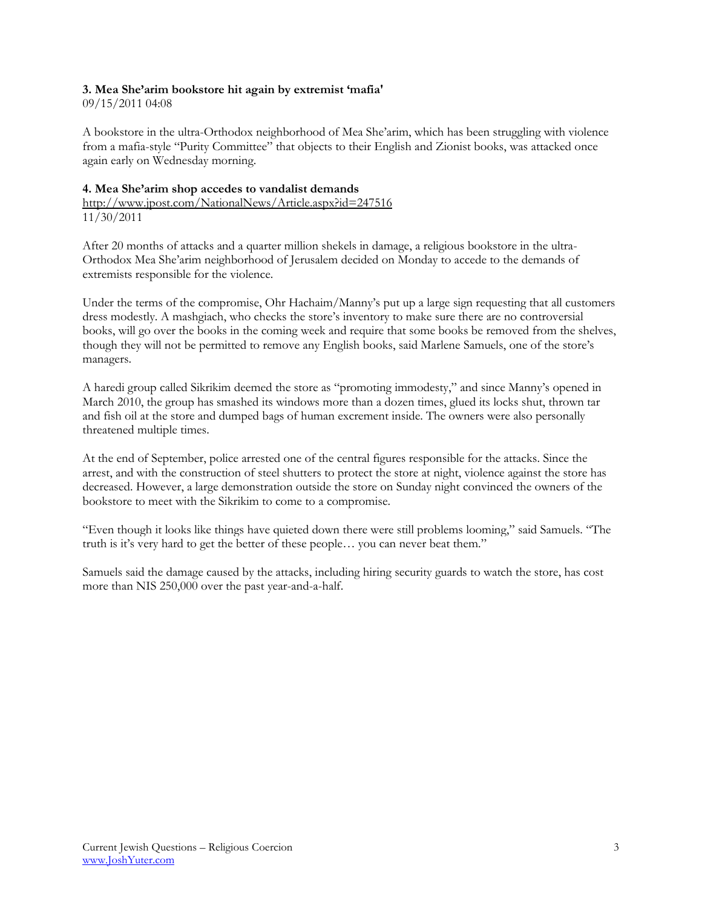**3. Mea She'arim bookstore hit again by extremist 'mafia'**
09/15/2011 04:08

A bookstore in the ultra-Orthodox neighborhood of Mea She'arim, which has been struggling with violence from a mafia-style "Purity Committee" that objects to their English and Zionist books, was attacked once again early on Wednesday morning.

**4. Mea She'arim shop accedes to vandalist demands**
http://www.jpost.com/NationalNews/Article.aspx?id=247516
11/30/2011

After 20 months of attacks and a quarter million shekels in damage, a religious bookstore in the ultra-Orthodox Mea She'arim neighborhood of Jerusalem decided on Monday to accede to the demands of extremists responsible for the violence.

Under the terms of the compromise, Ohr Hachaim/Manny's put up a large sign requesting that all customers dress modestly. A mashgiach, who checks the store's inventory to make sure there are no controversial books, will go over the books in the coming week and require that some books be removed from the shelves, though they will not be permitted to remove any English books, said Marlene Samuels, one of the store's managers.

A haredi group called Sikrikim deemed the store as "promoting immodesty," and since Manny's opened in March 2010, the group has smashed its windows more than a dozen times, glued its locks shut, thrown tar and fish oil at the store and dumped bags of human excrement inside. The owners were also personally threatened multiple times.

At the end of September, police arrested one of the central figures responsible for the attacks. Since the arrest, and with the construction of steel shutters to protect the store at night, violence against the store has decreased. However, a large demonstration outside the store on Sunday night convinced the owners of the bookstore to meet with the Sikrikim to come to a compromise.

"Even though it looks like things have quieted down there were still problems looming," said Samuels. "The truth is it's very hard to get the better of these people… you can never beat them."

Samuels said the damage caused by the attacks, including hiring security guards to watch the store, has cost more than NIS 250,000 over the past year-and-a-half.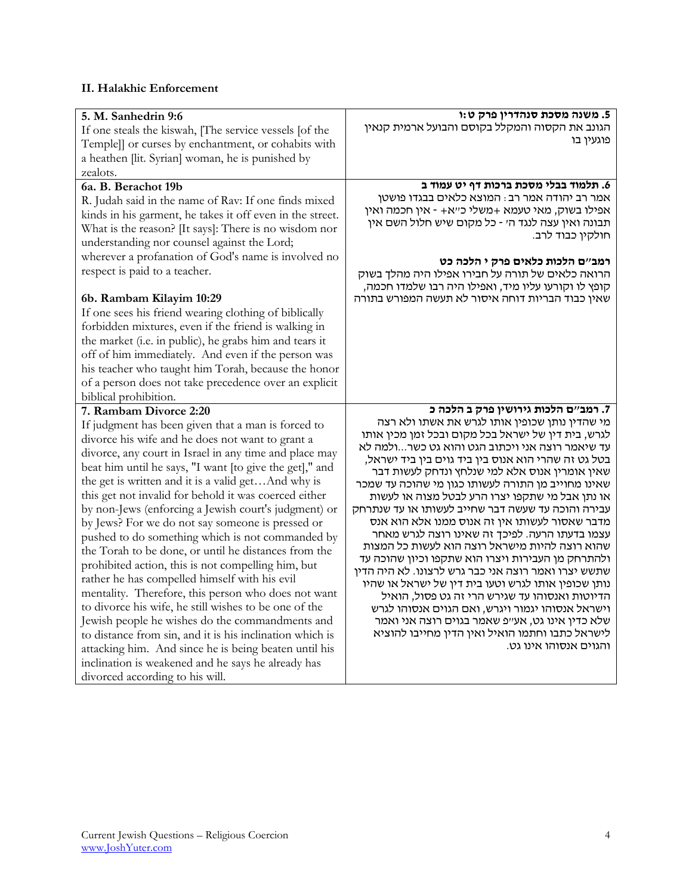## II. Halakhic Enforcement

| 5. M. Sanhedrin 9:6<br>If one steals the kiswah, [The service vessels [of the Temple]] or curses by enchantment, or cohabits with a heathen [lit. Syrian] woman, he is punished by zealots. | 5. משנה מסכת סנהדרין פרק ט:ו<br>הגונב את הקסוה והמקלל בקוסם והבועל ארמית קנאין פוגעין בו |
| --- | --- |
| **6a. B. Berachot 19b**<br>R. Judah said in the name of Rav: If one finds mixed kinds in his garment, he takes it off even in the street. What is the reason? [It says]: There is no wisdom nor understanding nor counsel against the Lord; wherever a profanation of God's name is involved no respect is paid to a teacher.<br><br>**6b. Rambam Kilayim 10:29**<br>If one sees his friend wearing clothing of biblically forbidden mixtures, even if the friend is walking in the market (i.e. in public), he grabs him and tears it off of him immediately. And even if the person was his teacher who taught him Torah, because the honor of a person does not take precedence over an explicit biblical prohibition. | **6. תלמוד בבלי מסכת ברכות דף יט עמוד ב**<br>אמר רב יהודה אמר רב: המוצא כלאים בבגדו פושטן אפילו בשוק, מאי טעמא +משלי כ"א+ - אין חכמה ואין תבונה ואין עצה לנגד ה' - כל מקום שיש חלול השם אין חולקין כבוד לרב.<br><br>**רמב"ם הלכות כלאים פרק י הלכה כט**<br>הרואה כלאים של תורה על חבירו אפילו היה מהלך בשוק קופץ לו וקורעו עליו מיד, ואפילו היה רבו שלמדו חכמה, שאין כבוד הבריות דוחה איסור לא תעשה המפורש בתורה |
| **7. Rambam Divorce 2:20**<br>If judgment has been given that a man is forced to divorce his wife and he does not want to grant a divorce, any court in Israel in any time and place may beat him until he says, "I want [to give the get]," and the get is written and it is a valid get…And why is this get not invalid for behold it was coerced either by non-Jews (enforcing a Jewish court's judgment) or by Jews? For we do not say someone is pressed or pushed to do something which is not commanded by the Torah to be done, or until he distances from the prohibited action, this is not compelling him, but rather he has compelled himself with his evil mentality. Therefore, this person who does not want to divorce his wife, he still wishes to be one of the Jewish people he wishes do the commandments and to distance from sin, and it is his inclination which is attacking him. And since he is being beaten until his inclination is weakened and he says he already has divorced according to his will. | **7. רמב"ם הלכות גירושין פרק ב הלכה כ**<br>מי שהדין נותן שכופין אותו לגרש את אשתו ולא רצה לגרש, בית דין של ישראל בכל מקום ובכל זמן מכין אותו עד שיאמר רוצה אני ויכתוב הגט והוא גט כשר...ולמה לא בטל גט זה שהרי הוא אנוס בין ביד גוים בין ביד ישראל, שאין אומרין אנוס אלא למי שנלחץ ונדחק לעשות דבר שאינו מחוייב מן התורה לעשותו כגון מי שהוכה עד שמכר או נתן אבל מי שתקפו יצרו הרע לבטל מצוה או לעשות עבירה והוכה עד שעשה דבר שחייב לעשותו או עד שנתרחק מדבר שאסור לעשותו אין זה אנוס ממנו אלא הוא אנס עצמו בדעתו הרעה. לפיכך זה שאינו רוצה לגרש מאחר שהוא רוצה להיות מישראל רוצה הוא לעשות כל המצות ולהתרחק מן העבירות ויצרו הוא שתקפו וכיון שהוכה עד שתשש יצרו ואמר רוצה אני כבר גרש לרצונו. לא היה הדין נותן שכופין אותו לגרש וטעו בית דין של ישראל או שהיו הדיוטות ואנסוהו עד שגירש הרי זה גט פסול, הואיל וישראל אנסוהו יגמור ויגרש, ואם הגוים אנסוהו לגרש שלא כדין אינו גט, אע"פ שאמר בגוים רוצה אני ואמר לישראל כתבו וחתמו הואיל ואין הדין מחייבו להוציא והגוים אנסוהו אינו גט. |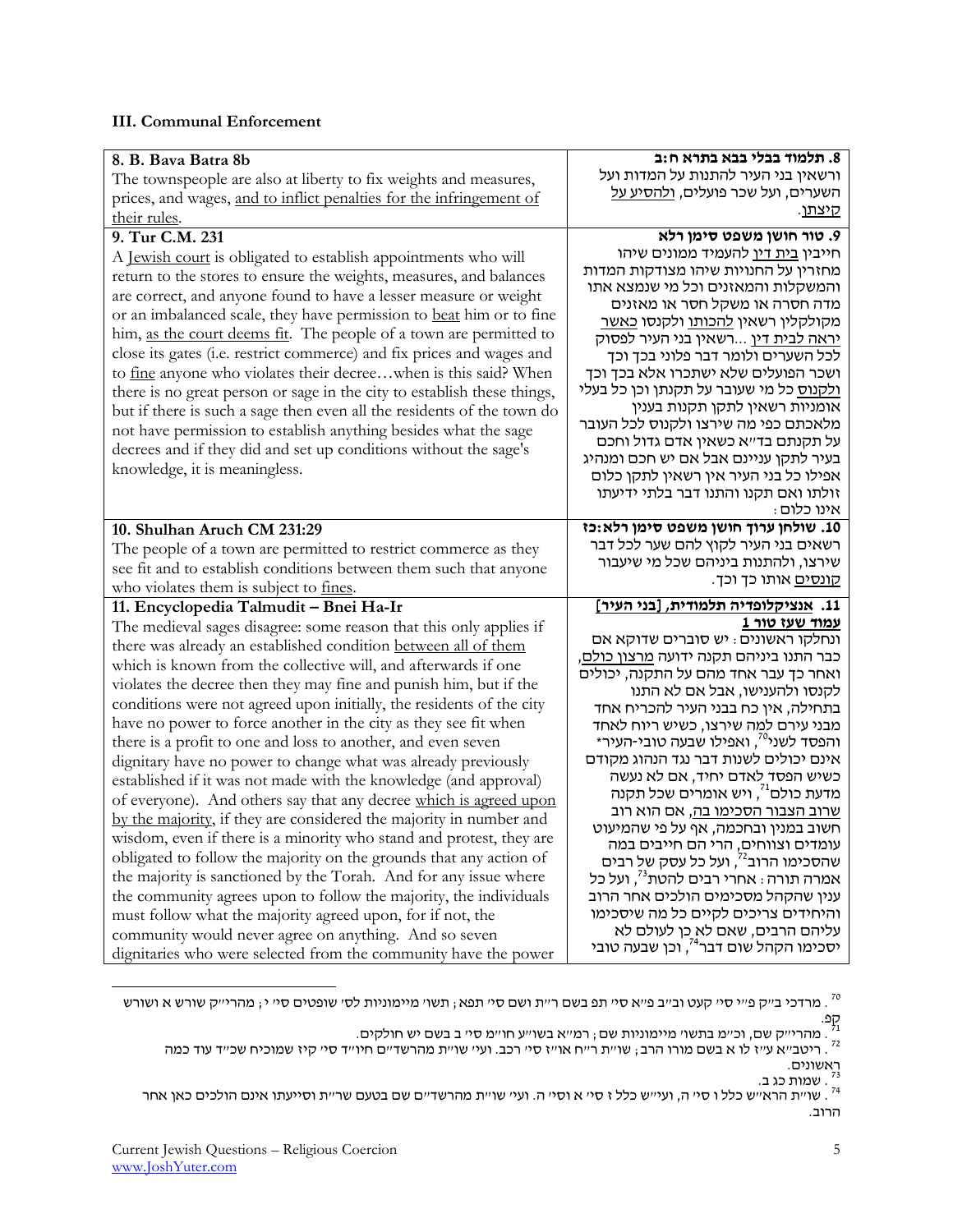### III. Communal Enforcement

| | |
|---|---|
| **8. B. Bava Batra 8b**<br>The townspeople are also at liberty to fix weights and measures, prices, and wages, and to inflict penalties for the infringement of their rules. | **8. תלמוד בבלי בבא בתרא ח:ב**<br>ורשאין בני העיר להתנות על המדות ועל השערים, ועל שכר פועלים, ולהסיע על קיצתן. |
| **9. Tur C.M. 231**<br>A Jewish court is obligated to establish appointments who will return to the stores to ensure the weights, measures, and balances are correct, and anyone found to have a lesser measure or weight or an imbalanced scale, they have permission to beat him or to fine him, as the court deems fit. The people of a town are permitted to close its gates (i.e. restrict commerce) and fix prices and wages and to fine anyone who violates their decree…when is this said? When there is no great person or sage in the city to establish these things, but if there is such a sage then even all the residents of the town do not have permission to establish anything besides what the sage decrees and if they did and set up conditions without the sage's knowledge, it is meaningless. | **9. טור חושן משפט סימן רלא**<br>חייבין בית דין להעמיד ממונים שיהו מחזרין על החנויות שיהו מצודקות המדות והמשקלות והמאזנים וכל מי שנמצא אתו מדה חסרה או משקל חסר או מאזנים מקולקלין רשאין להכותו ולקנסו כאשר יראה לבית דין ...רשאין בני העיר לפסוק לכל השערים ולומר דבר פלוני בכך וכך ושכר הפועלים שלא ישתכרו אלא בכך וכך ולקנוס כל מי שעובר על תקנתן וכן כל בעלי אומניות רשאין לתקן תקנות בענין מלאכתם כפי מה שירצו ולקנוס לכל העובר על תקנתם בד"א כשאין אדם גדול וחכם בעיר לתקן עניינם אבל אם יש חכם ומנהיג אפילו כל בני העיר אין רשאין לתקן כלום זולתו ואם תקנו והתנו דבר בלתי ידיעתו אינו כלום: |
| **10. Shulhan Aruch CM 231:29**<br>The people of a town are permitted to restrict commerce as they see fit and to establish conditions between them such that anyone who violates them is subject to fines. | **10. שולחן ערוך חושן משפט סימן רלא:כז**<br>רשאים בני העיר לקוץ להם שער לכל דבר שירצו, ולהתנות ביניהם שכל מי שיעבור קונסים אותו כך וכך. |
| **11. Encyclopedia Talmudit – Bnei Ha-Ir**<br>The medieval sages disagree: some reason that this only applies if there was already an established condition between all of them which is known from the collective will, and afterwards if one violates the decree then they may fine and punish him, but if the conditions were not agreed upon initially, the residents of the city have no power to force another in the city as they see fit when there is a profit to one and loss to another, and even seven dignitary have no power to change what was already previously established if it was not made with the knowledge (and approval) of everyone). And others say that any decree which is agreed upon by the majority, if they are considered the majority in number and wisdom, even if there is a minority who stand and protest, they are obligated to follow the majority on the grounds that any action of the majority is sanctioned by the Torah. And for any issue where the community agrees upon to follow the majority, the individuals must follow what the majority agreed upon, for if not, the community would never agree on anything. And so seven dignitaries who were selected from the community have the power | **11. אנציקלופדיה תלמודית, [בני העיר] עמוד שעז טור 1**<br>ונחלקו ראשונים: יש סוברים שדוקא אם כבר התנו ביניהם תקנה ידועה מרצון כולם, ואחר כך עבר אחד מהם על התקנה, יכולים לקנסו ולהענישו, אבל אם לא התנו בתחילה, אין כח בבני העיר להכריח אחד מבני עירם למה שירצו, כשיש ריוח לאחד והפסד לשני[70], ואפילו שבעה טובי-העיר* אינם יכולים לשנות דבר נגד הנהוג מקודם כשיש הפסד לאדם יחיד, אם לא נעשה מדעת כולם[71], ויש אומרים שכל תקנה שרוב הצבור הסכימו בה, אם הוא רוב חשוב במנין ובחכמה, אף על פי שהמיעוט עומדים וצווחים, הרי הם חייבים במה שהסכימו הרוב[72], ועל כל עסק של רבים אמרה תורה: אחרי רבים להטת[73], ועל כל ענין שהקהל מסכימים הולכים אחר הרוב והיחידים צריכים לקיים כל מה שיסכימו עליהם הרבים, שאם לא כן לעולם לא יסכימו הקהל שום דבר[74], וכן שבעה טובי |

[70] . מרדכי ב"ק פ"י סי' קעט וב"ב פ"א סי' תפ בשם ר"ת ושם סי' תפא; תשו' מיימוניות לס' שופטים סי' י; מהרי"ק שורש א ושורש קפ.

[71] . מהרי"ק שם, וכ"מ בתשו' מיימוניות שם; רמ"א בשו"ע חו"מ סי' ב בשם יש חולקים.

[72] . ריטב"א ע"ז לו א בשם מורו הרב; שו"ת ר"ח או"ז סי' רכב. ועי' שו"ת מהרשד"ם חיו"ד סי' קיז שמוכיח שכ"ד עוד כמה ראשונים.

[73] . שמות כג ב.

[74] . שו"ת הרא"ש כלל ו סי' ה, ועיי"ש כלל ז סי' א וסי' ה. ועי' שו"ת מהרשד"ם שם בטעם שר"ת וסייעתו אינם הולכים כאן אחר הרוב.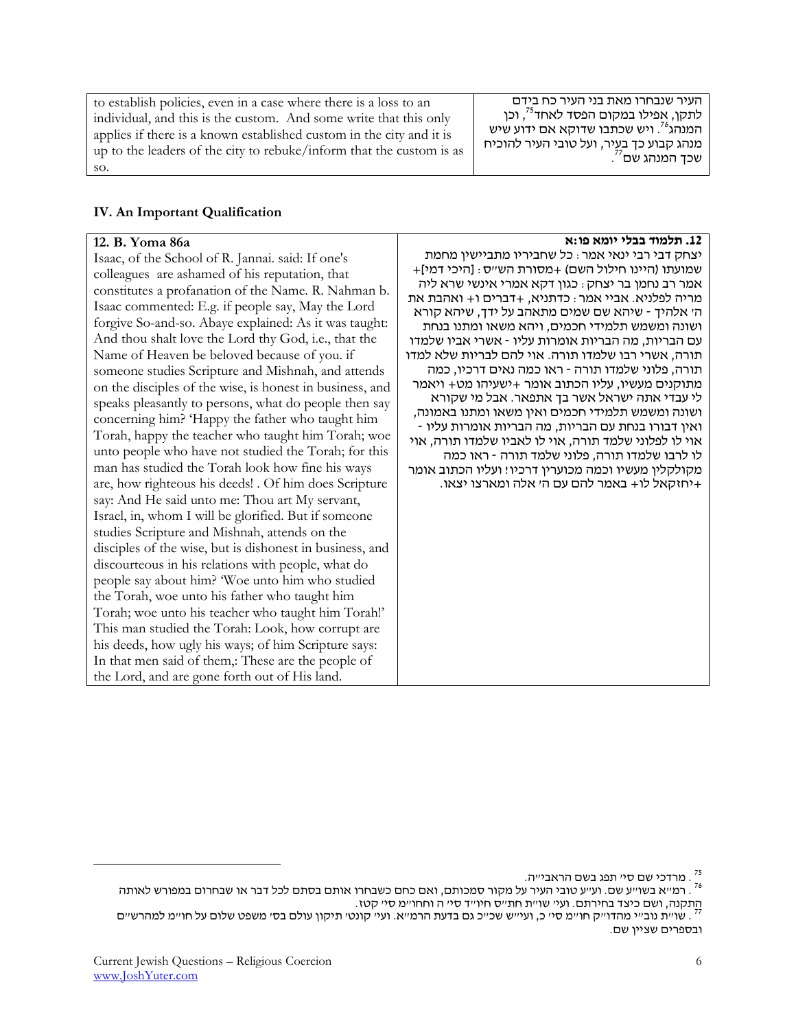| | |
|---|---|
| to establish policies, even in a case where there is a loss to an individual, and this is the custom. And some write that this only applies if there is a known established custom in the city and it is up to the leaders of the city to rebuke/inform that the custom is as so. | העיר שנבחרו מאת בני העיר כח בידם לתקן, אפילו במקום הפסד לאחד[75], וכן המנהג[76]. ויש שכתבו שדוקא אם ידוע שיש מנהג קבוע כך בעיר, ועל טובי העיר להוכיח שכך המנהג שם[77]. |

### IV. An Important Qualification

| **12. B. Yoma 86a** | **12. תלמוד בבלי יומא פו:א** |
|---|---|
| Isaac, of the School of R. Jannai. said: If one's colleagues are ashamed of his reputation, that constitutes a profanation of the Name. R. Nahman b. Isaac commented: E.g. if people say, May the Lord forgive So-and-so. Abaye explained: As it was taught: And thou shalt love the Lord thy God, i.e., that the Name of Heaven be beloved because of you. if someone studies Scripture and Mishnah, and attends on the disciples of the wise, is honest in business, and speaks pleasantly to persons, what do people then say concerning him? 'Happy the father who taught him Torah, happy the teacher who taught him Torah; woe unto people who have not studied the Torah; for this man has studied the Torah look how fine his ways are, how righteous his deeds! . Of him does Scripture say: And He said unto me: Thou art My servant, Israel, in, whom I will be glorified. But if someone studies Scripture and Mishnah, attends on the disciples of the wise, but is dishonest in business, and discourteous in his relations with people, what do people say about him? 'Woe unto him who studied the Torah, woe unto his father who taught him Torah; woe unto his teacher who taught him Torah!' This man studied the Torah: Look, how corrupt are his deeds, how ugly his ways; of him Scripture says: In that men said of them,: These are the people of the Lord, and are gone forth out of His land. | יצחק דבי רבי ינאי אמר: כל שחביריו מתביישין מחמת שמועתו (היינו חילול השם) +מסורת הש"ס: [היכי דמי]+ אמר רב נחמן בר יצחק: כגון דקא אמרי אינשי שרא ליה מריה לפלניא. אביי אמר: כדתניא, +דברים ו+ ואהבת את ה' אלהיך - שיהא שם שמים מתאהב על ידך, שיהא קורא ושונה ומשמש תלמידי חכמים, ויהא משאו ומתנו בנחת עם הבריות, מה הבריות אומרות עליו - אשרי אביו שלמדו תורה, אשרי רבו שלמדו תורה. אוי להם לבריות שלא למדו תורה, פלוני שלמדו תורה - ראו כמה נאים דרכיו, כמה מתוקנים מעשיו, עליו הכתוב אומר +ישעיהו מט+ ויאמר לי עבדי אתה ישראל אשר בך אתפאר. אבל מי שקורא ושונה ומשמש תלמידי חכמים ואין משאו ומתנו באמונה, ואין דבורו בנחת עם הבריות, מה הבריות אומרות עליו - אוי לו לפלוני שלמד תורה, אוי לו לאביו שלמדו תורה, אוי לו לרבו שלמדו תורה, פלוני שלמד תורה - ראו כמה מקולקלין מעשיו וכמה מכוערין דרכיו! ועליו הכתוב אומר +יחזקאל לו+ באמר להם עם ה' אלה ומארצו יצאו. |

---

[75] . מרדכי שם סי' תפג בשם הראבי"ה.

[76] . רמ"א בשו"ע שם. ועי"ע טובי העיר על מקור סמכותם, ואם כחם כשבחרו אותם בסתם לכל דבר או שבחרום במפורש לאותה התקנה, ושם כיצד בחירתם. ועי' שו"ת חת"ס חיו"ד סי' ה וחחו"מ סי' קטז.

[77] . שו"ת נוב"י מהדו"ק חו"מ סי' כ, ועיי"ש שכ"כ גם בדעת הרמ"א. ועי' קונט' תיקון עולם בס' משפט שלום על חו"מ למהרש"ם ובספרים שציין שם.